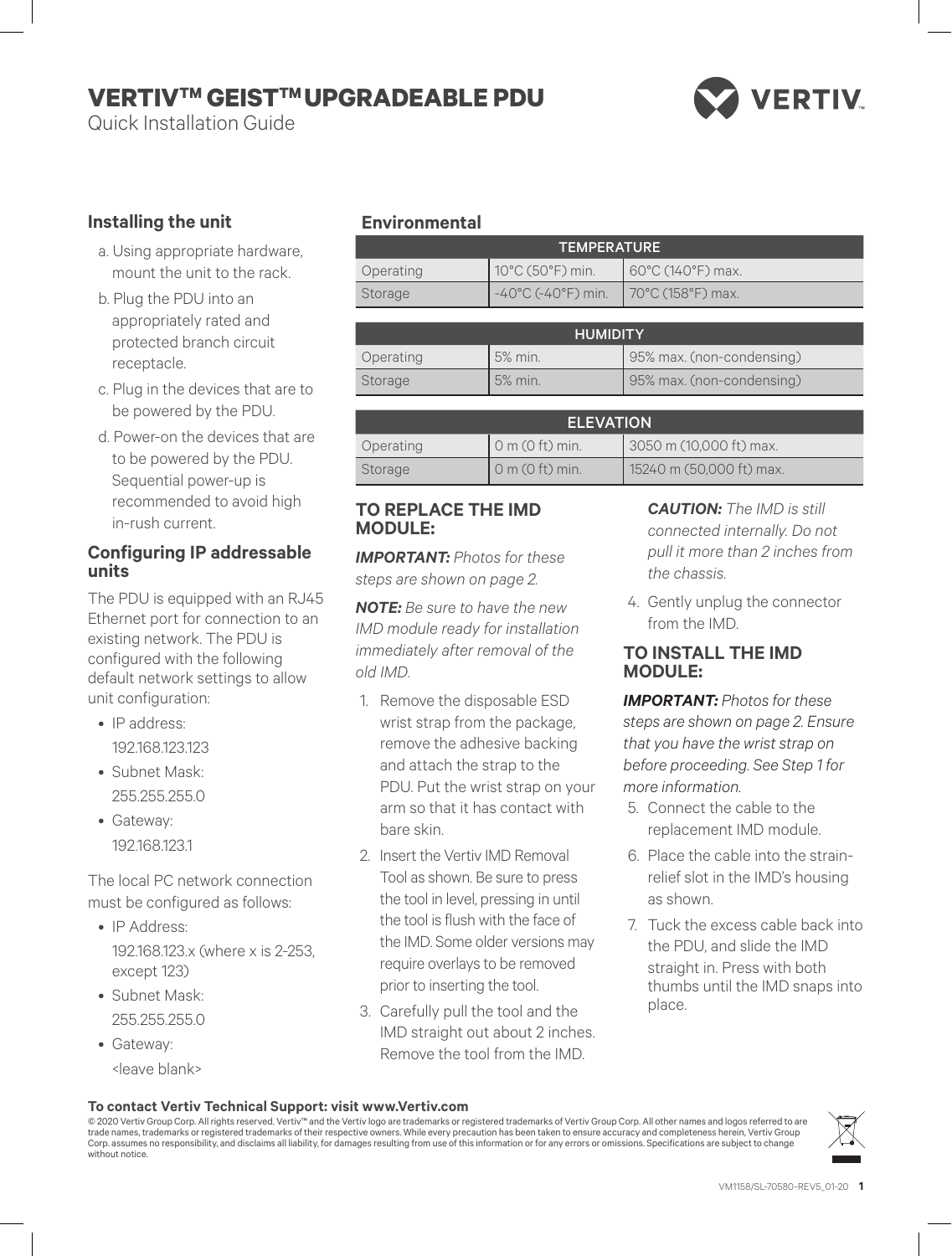# VERTIV™ GEIST™ UPGRADEABLE PDU

Quick Installation Guide

## Installing the unit

a. Using appropriate hardware, mount the unit to the rack.

b. Plug the PDU into an appropriately rated and protected branch circuit receptacle.

c. Plug in the devices that are to be powered by the PDU.

d. Power-on the devices that are to be powered by the PDU. Sequential power-up is recommended to avoid high in-rush current.

## Configuring IP addressable units

The PDU is equipped with an RJ45 Ethernet port for connection to an existing network. The PDU is configured with the following default network settings to allow unit configuration:

- IP address: 192.168.123.123
- Subnet Mask: 255.255.255.0
- Gateway: 192.168.123.1

The local PC network connection must be configured as follows:

- IP Address: 192.168.123.x (where x is 2-253, except 123)
- Subnet Mask: 255.255.255.0
- Gateway: <leave blank>

## Environmental

| TEMPERATURE | | |
|---|---|---|
| Operating | 10°C (50°F) min. | 60°C (140°F) max. |
| Storage | -40°C (-40°F) min. | 70°C (158°F) max. |

| HUMIDITY | | |
|---|---|---|
| Operating | 5% min. | 95% max. (non-condensing) |
| Storage | 5% min. | 95% max. (non-condensing) |

| ELEVATION | | |
|---|---|---|
| Operating | 0 m (0 ft) min. | 3050 m (10,000 ft) max. |
| Storage | 0 m (0 ft) min. | 15240 m (50,000 ft) max. |

## TO REPLACE THE IMD MODULE:

***IMPORTANT:*** *Photos for these steps are shown on page 2.*

***NOTE:*** *Be sure to have the new IMD module ready for installation immediately after removal of the old IMD.*

1. Remove the disposable ESD wrist strap from the package, remove the adhesive backing and attach the strap to the PDU. Put the wrist strap on your arm so that it has contact with bare skin.
2. Insert the Vertiv IMD Removal Tool as shown. Be sure to press the tool in level, pressing in until the tool is flush with the face of the IMD. Some older versions may require overlays to be removed prior to inserting the tool.
3. Carefully pull the tool and the IMD straight out about 2 inches. Remove the tool from the IMD.

   ***CAUTION:*** *The IMD is still connected internally. Do not pull it more than 2 inches from the chassis.*

4. Gently unplug the connector from the IMD.

## TO INSTALL THE IMD MODULE:

***IMPORTANT:*** *Photos for these steps are shown on page 2. Ensure that you have the wrist strap on before proceeding. See Step 1 for more information.*

5. Connect the cable to the replacement IMD module.
6. Place the cable into the strain-relief slot in the IMD's housing as shown.
7. Tuck the excess cable back into the PDU, and slide the IMD straight in. Press with both thumbs until the IMD snaps into place.

**To contact Vertiv Technical Support: visit www.Vertiv.com**

© 2020 Vertiv Group Corp. All rights reserved. Vertiv™ and the Vertiv logo are trademarks or registered trademarks of Vertiv Group Corp. All other names and logos referred to are trade names, trademarks or registered trademarks of their respective owners. While every precaution has been taken to ensure accuracy and completeness herein, Vertiv Group Corp. assumes no responsibility, and disclaims all liability, for damages resulting from use of this information or for any errors or omissions. Specifications are subject to change without notice.

VM1158/SL-70580-REV5_01-20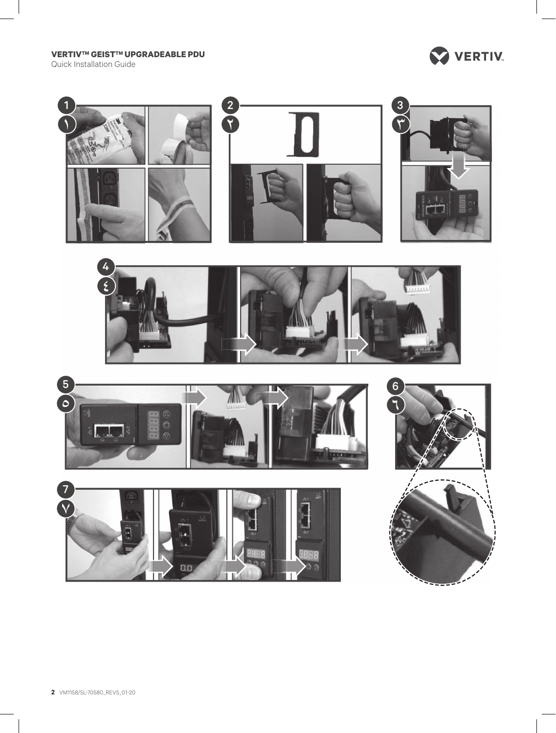1
١

2
٢

3
٣

4
٤

5
٥

6
٦

7
٧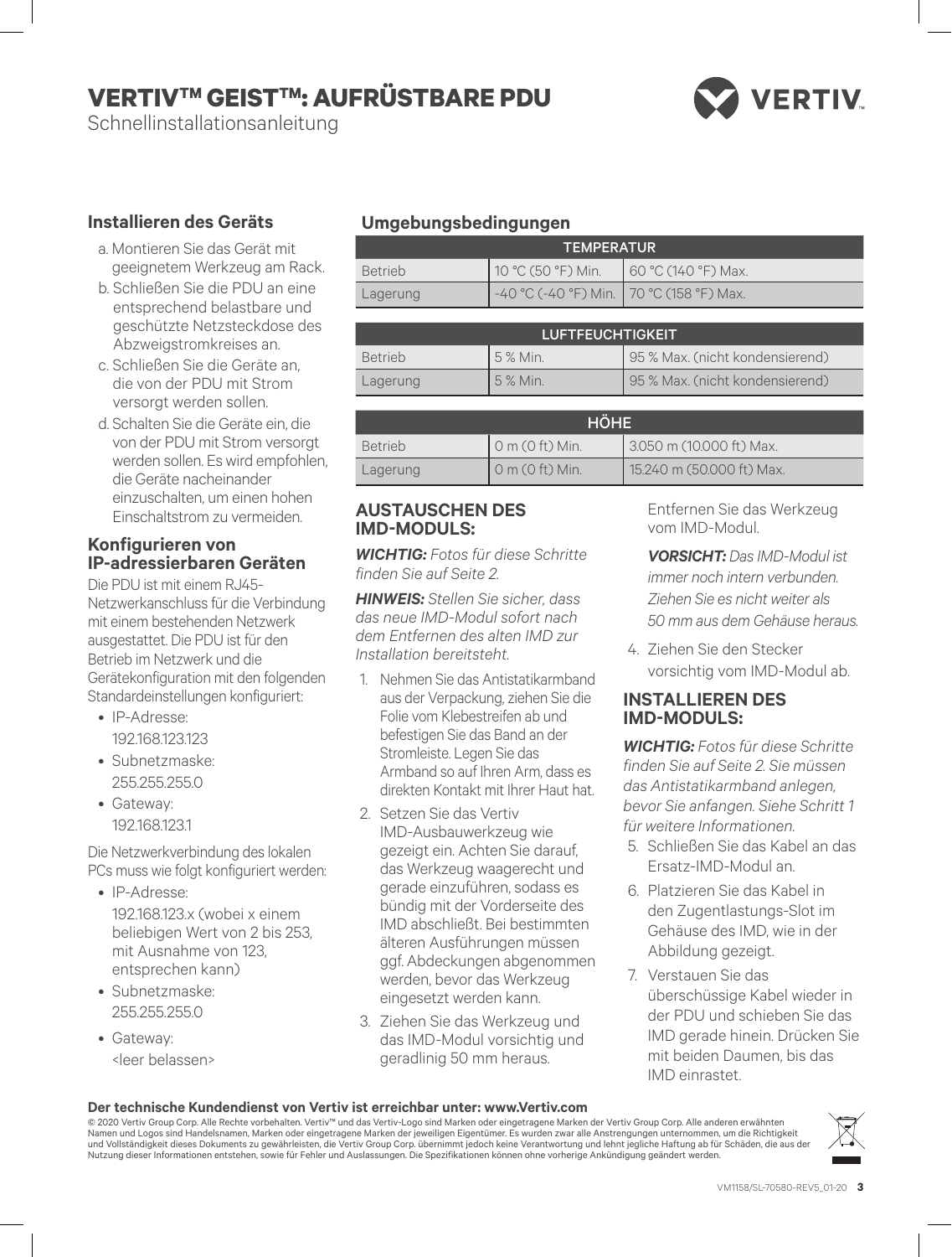# VERTIV™ GEIST™: AUFRÜSTBARE PDU

Schnellinstallationsanleitung

## Installieren des Geräts

a. Montieren Sie das Gerät mit geeignetem Werkzeug am Rack.

b. Schließen Sie die PDU an eine entsprechend belastbare und geschützte Netzsteckdose des Abzweigstromkreises an.

c. Schließen Sie die Geräte an, die von der PDU mit Strom versorgt werden sollen.

d. Schalten Sie die Geräte ein, die von der PDU mit Strom versorgt werden sollen. Es wird empfohlen, die Geräte nacheinander einzuschalten, um einen hohen Einschaltstrom zu vermeiden.

## Konfigurieren von IP-adressierbaren Geräten

Die PDU ist mit einem RJ45-Netzwerkanschluss für die Verbindung mit einem bestehenden Netzwerk ausgestattet. Die PDU ist für den Betrieb im Netzwerk und die Gerätekonfiguration mit den folgenden Standardeinstellungen konfiguriert:

- IP-Adresse: 192.168.123.123
- Subnetzmaske: 255.255.255.0
- Gateway: 192.168.123.1

Die Netzwerkverbindung des lokalen PCs muss wie folgt konfiguriert werden:

- IP-Adresse: 192.168.123.x (wobei x einem beliebigen Wert von 2 bis 253, mit Ausnahme von 123, entsprechen kann)
- Subnetzmaske: 255.255.255.0
- Gateway: <leer belassen>

## Umgebungsbedingungen

| TEMPERATUR | | |
|---|---|---|
| Betrieb | 10 °C (50 °F) Min. | 60 °C (140 °F) Max. |
| Lagerung | -40 °C (-40 °F) Min. | 70 °C (158 °F) Max. |

| LUFTFEUCHTIGKEIT | | |
|---|---|---|
| Betrieb | 5 % Min. | 95 % Max. (nicht kondensierend) |
| Lagerung | 5 % Min. | 95 % Max. (nicht kondensierend) |

| HÖHE | | |
|---|---|---|
| Betrieb | 0 m (0 ft) Min. | 3.050 m (10.000 ft) Max. |
| Lagerung | 0 m (0 ft) Min. | 15.240 m (50.000 ft) Max. |

## AUSTAUSCHEN DES IMD-MODULS:

***WICHTIG:*** *Fotos für diese Schritte finden Sie auf Seite 2.*

***HINWEIS:*** *Stellen Sie sicher, dass das neue IMD-Modul sofort nach dem Entfernen des alten IMD zur Installation bereitsteht.*

1. Nehmen Sie das Antistatikarmband aus der Verpackung, ziehen Sie die Folie vom Klebestreifen ab und befestigen Sie das Band an der Stromleiste. Legen Sie das Armband so auf Ihren Arm, dass es direkten Kontakt mit Ihrer Haut hat.
2. Setzen Sie das Vertiv IMD-Ausbauwerkzeug wie gezeigt ein. Achten Sie darauf, das Werkzeug waagerecht und gerade einzuführen, sodass es bündig mit der Vorderseite des IMD abschließt. Bei bestimmten älteren Ausführungen müssen ggf. Abdeckungen abgenommen werden, bevor das Werkzeug eingesetzt werden kann.
3. Ziehen Sie das Werkzeug und das IMD-Modul vorsichtig und geradlinig 50 mm heraus. Entfernen Sie das Werkzeug vom IMD-Modul.

   ***VORSICHT:*** *Das IMD-Modul ist immer noch intern verbunden. Ziehen Sie es nicht weiter als 50 mm aus dem Gehäuse heraus.*

4. Ziehen Sie den Stecker vorsichtig vom IMD-Modul ab.

## INSTALLIEREN DES IMD-MODULS:

***WICHTIG:*** *Fotos für diese Schritte finden Sie auf Seite 2. Sie müssen das Antistatikarmband anlegen, bevor Sie anfangen. Siehe Schritt 1 für weitere Informationen.*

5. Schließen Sie das Kabel an das Ersatz-IMD-Modul an.
6. Platzieren Sie das Kabel in den Zugentlastungs-Slot im Gehäuse des IMD, wie in der Abbildung gezeigt.
7. Verstauen Sie das überschüssige Kabel wieder in der PDU und schieben Sie das IMD gerade hinein. Drücken Sie mit beiden Daumen, bis das IMD einrastet.

**Der technische Kundendienst von Vertiv ist erreichbar unter: www.Vertiv.com**

© 2020 Vertiv Group Corp. Alle Rechte vorbehalten. Vertiv™ und das Vertiv-Logo sind Marken oder eingetragene Marken der Vertiv Group Corp. Alle anderen erwähnten Namen und Logos sind Handelsnamen, Marken oder eingetragene Marken der jeweiligen Eigentümer. Es wurden zwar alle Anstrengungen unternommen, um die Richtigkeit und Vollständigkeit dieses Dokuments zu gewährleisten, die Vertiv Group Corp. übernimmt jedoch keine Verantwortung und lehnt jegliche Haftung ab für Schäden, die aus der Nutzung dieser Informationen entstehen, sowie für Fehler und Auslassungen. Die Spezifikationen können ohne vorherige Ankündigung geändert werden.

VM1158/SL-70580-REV5_01-20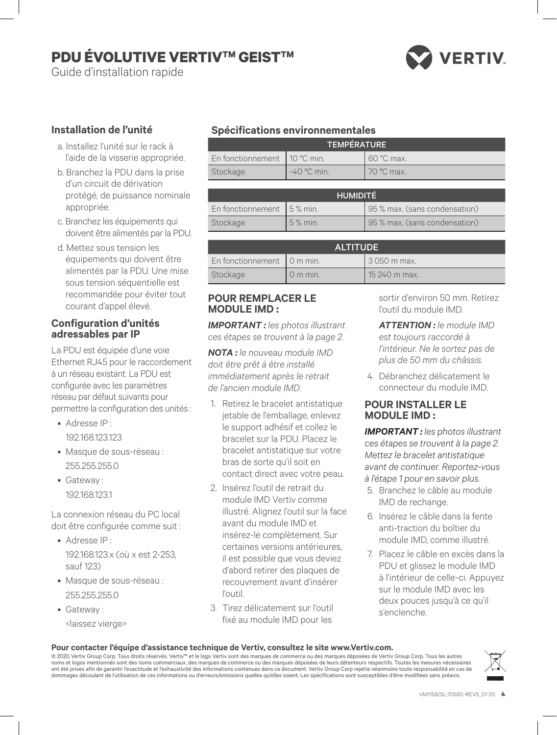# PDU ÉVOLUTIVE VERTIV™ GEIST™

Guide d'installation rapide

## Installation de l'unité

a. Installez l'unité sur le rack à l'aide de la visserie appropriée.

b. Branchez la PDU dans la prise d'un circuit de dérivation protégé, de puissance nominale appropriée.

c. Branchez les équipements qui doivent être alimentés par la PDU.

d. Mettez sous tension les équipements qui doivent être alimentés par la PDU. Une mise sous tension séquentielle est recommandée pour éviter tout courant d'appel élevé.

## Configuration d'unités adressables par IP

La PDU est équipée d'une voie Ethernet RJ45 pour le raccordement à un réseau existant. La PDU est configurée avec les paramètres réseau par défaut suivants pour permettre la configuration des unités :

- Adresse IP :
  192.168.123.123
- Masque de sous-réseau :
  255.255.255.0
- Gateway :
  192.168.123.1

La connexion réseau du PC local doit être configurée comme suit :

- Adresse IP :
  192.168.123.x (où x est 2-253, sauf 123)
- Masque de sous-réseau :
  255.255.255.0
- Gateway :
  <laissez vierge>

## Spécifications environnementales

| TEMPÉRATURE | | |
|---|---|---|
| En fonctionnement | 10 °C min. | 60 °C max. |
| Stockage | -40 °C min. | 70 °C max. |

| HUMIDITÉ | | |
|---|---|---|
| En fonctionnement | 5 % min. | 95 % max. (sans condensation) |
| Stockage | 5 % min. | 95 % max. (sans condensation) |

| ALTITUDE | | |
|---|---|---|
| En fonctionnement | 0 m min. | 3 050 m max. |
| Stockage | 0 m min. | 15 240 m max. |

## POUR REMPLACER LE MODULE IMD :

***IMPORTANT :*** *les photos illustrant ces étapes se trouvent à la page 2.*

***NOTA :*** *le nouveau module IMD doit être prêt à être installé immédiatement après le retrait de l'ancien module IMD.*

1. Retirez le bracelet antistatique jetable de l'emballage, enlevez le support adhésif et collez le bracelet sur la PDU. Placez le bracelet antistatique sur votre bras de sorte qu'il soit en contact direct avec votre peau.
2. Insérez l'outil de retrait du module IMD Vertiv comme illustré. Alignez l'outil sur la face avant du module IMD et insérez-le complètement. Sur certaines versions antérieures, il est possible que vous deviez d'abord retirer des plaques de recouvrement avant d'insérer l'outil.
3. Tirez délicatement sur l'outil fixé au module IMD pour les sortir d'environ 50 mm. Retirez l'outil du module IMD.

   ***ATTENTION :*** *le module IMD est toujours raccordé à l'intérieur. Ne le sortez pas de plus de 50 mm du châssis.*

4. Débranchez délicatement le connecteur du module IMD.

## POUR INSTALLER LE MODULE IMD :

***IMPORTANT :*** *les photos illustrant ces étapes se trouvent à la page 2. Mettez le bracelet antistatique avant de continuer. Reportez-vous à l'étape 1 pour en savoir plus.*

5. Branchez le câble au module IMD de rechange.
6. Insérez le câble dans la fente anti-traction du boîtier du module IMD, comme illustré.
7. Placez le câble en excès dans la PDU et glissez le module IMD à l'intérieur de celle-ci. Appuyez sur le module IMD avec les deux pouces jusqu'à ce qu'il s'enclenche.

**Pour contacter l'équipe d'assistance technique de Vertiv, consultez le site www.Vertiv.com.**

© 2020 Vertiv Group Corp. Tous droits réservés. Vertiv™ et le logo Vertiv sont des marques de commerce ou des marques déposées de Vertiv Group Corp. Tous les autres noms et logos mentionnés sont des noms commerciaux, des marques de commerce ou des marques déposées de leurs détenteurs respectifs. Toutes les mesures nécessaires ont été prises afin de garantir l'exactitude et l'exhaustivité des informations contenues dans ce document. Vertiv Group Corp rejette néanmoins toute responsabilité en cas de dommages découlant de l'utilisation de ces informations ou d'erreurs/omissions quelles qu'elles soient. Les spécifications sont susceptibles d'être modifiées sans préavis.

VM1158/SL-70580-REV5_01-20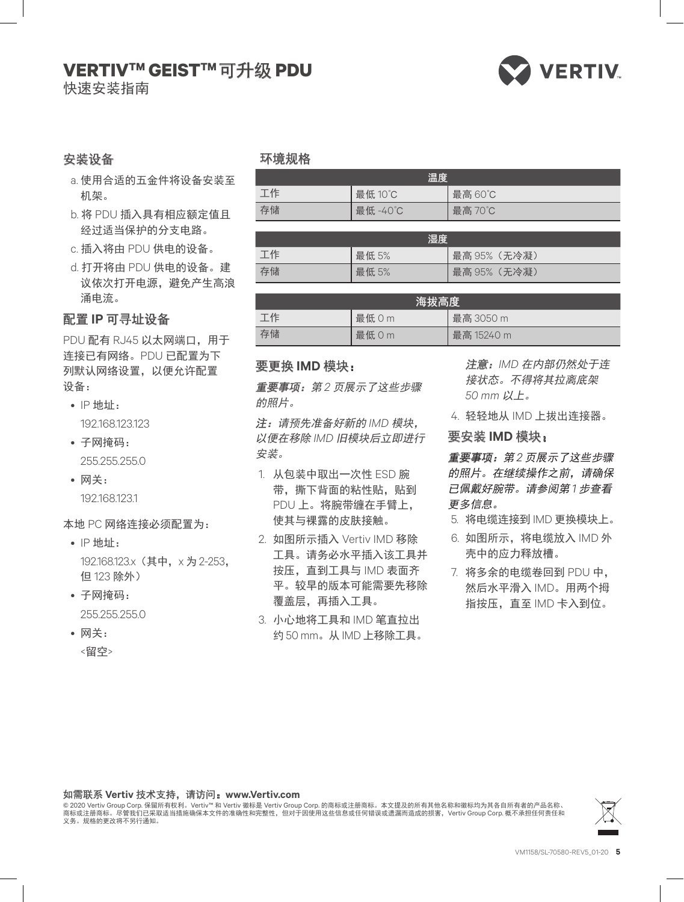# VERTIV™ GEIST™ 可升级 PDU

快速安装指南

## 安装设备

a. 使用合适的五金件将设备安装至机架。

b. 将 PDU 插入具有相应额定值且经过适当保护的分支电路。

c. 插入将由 PDU 供电的设备。

d. 打开将由 PDU 供电的设备。建议依次打开电源，避免产生高浪涌电流。

## 配置 IP 可寻址设备

PDU 配有 RJ45 以太网端口，用于连接已有网络。PDU 已配置为下列默认网络设置，以便允许配置设备：

- IP 地址：
  192.168.123.123
- 子网掩码：
  255.255.255.0
- 网关：
  192.168.123.1

本地 PC 网络连接必须配置为：

- IP 地址：
  192.168.123.x（其中，x 为 2-253，但 123 除外）
- 子网掩码：
  255.255.255.0
- 网关：
  <留空>

## 环境规格

| 温度 | | |
|---|---|---|
| 工作 | 最低 10˚C | 最高 60˚C |
| 存储 | 最低 -40˚C | 最高 70˚C |

| 湿度 | | |
|---|---|---|
| 工作 | 最低 5% | 最高 95%（无冷凝） |
| 存储 | 最低 5% | 最高 95%（无冷凝） |

| 海拔高度 | | |
|---|---|---|
| 工作 | 最低 0 m | 最高 3050 m |
| 存储 | 最低 0 m | 最高 15240 m |

## 要更换 IMD 模块：

***重要事项：**第 2 页展示了这些步骤的照片。*

*注：请预先准备好新的 IMD 模块，以便在移除 IMD 旧模块后立即进行安装。*

1. 从包装中取出一次性 ESD 腕带，撕下背面的粘性贴，贴到 PDU 上。将腕带缠在手臂上，使其与裸露的皮肤接触。
2. 如图所示插入 Vertiv IMD 移除工具。请务必水平插入该工具并按压，直到工具与 IMD 表面齐平。较早的版本可能需要先移除覆盖层，再插入工具。
3. 小心地将工具和 IMD 笔直拉出约 50 mm。从 IMD 上移除工具。

   ***注意：**IMD 在内部仍然处于连接状态。不得将其拉离底架 50 mm 以上。*

4. 轻轻地从 IMD 上拔出连接器。

## 要安装 IMD 模块：

***重要事项：**第 2 页展示了这些步骤的照片。在继续操作之前，请确保已佩戴好腕带。请参阅第 1 步查看更多信息。*

5. 将电缆连接到 IMD 更换模块上。
6. 如图所示，将电缆放入 IMD 外壳中的应力释放槽。
7. 将多余的电缆卷回到 PDU 中，然后水平滑入 IMD。用两个拇指按压，直至 IMD 卡入到位。

**如需联系 Vertiv 技术支持，请访问：www.Vertiv.com**

© 2020 Vertiv Group Corp. 保留所有权利。Vertiv™ 和 Vertiv 徽标是 Vertiv Group Corp. 的商标或注册商标。本文提及的所有其他名称和徽标均为其各自所有者的产品名称、商标或注册商标。尽管我们已采取适当措施确保本文件的准确性和完整性，但对于因使用这些信息或任何错误或遗漏而造成的损害，Vertiv Group Corp. 概不承担任何责任和义务。规格的更改将不另行通知。

VM1158/SL-70580-REV5_01-20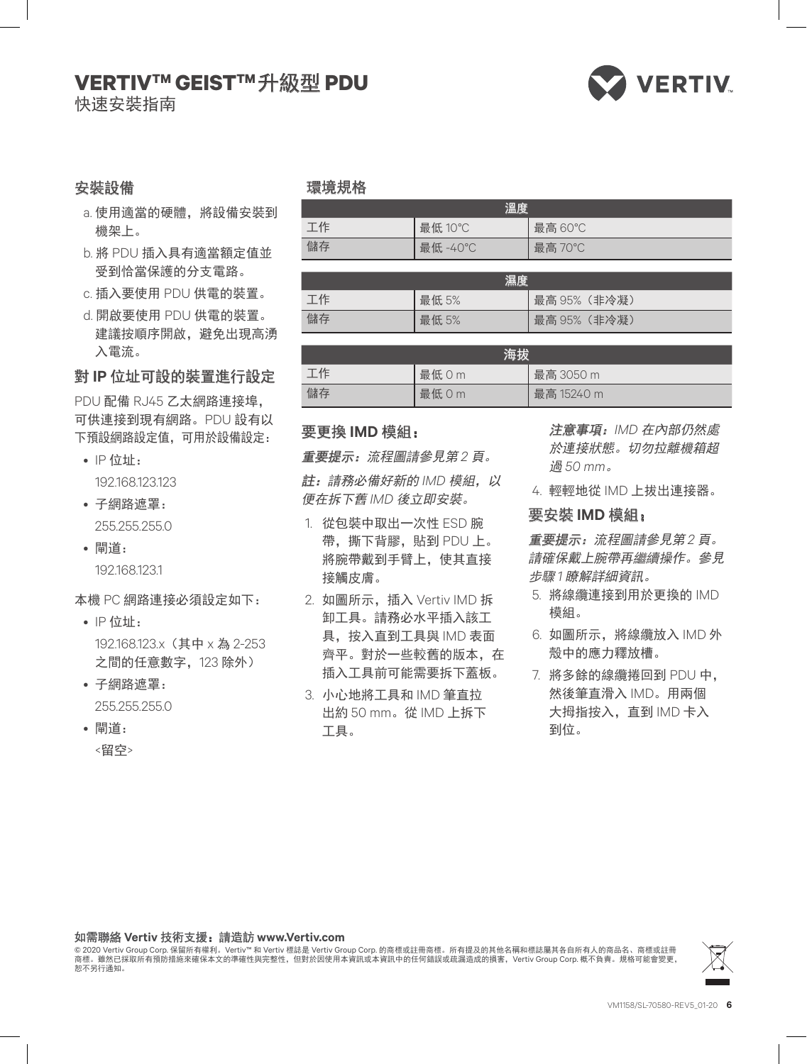# VERTIV™ GEIST™ 升級型 PDU

快速安裝指南

## 安裝設備

a. 使用適當的硬體，將設備安裝到機架上。

b. 將 PDU 插入具有適當額定值並受到恰當保護的分支電路。

c. 插入要使用 PDU 供電的裝置。

d. 開啟要使用 PDU 供電的裝置。建議按順序開啟，避免出現高湧入電流。

## 對 IP 位址可設的裝置進行設定

PDU 配備 RJ45 乙太網路連接埠，可供連接到現有網路。PDU 設有以下預設網路設定值，可用於設備設定：

- IP 位址：
  192.168.123.123
- 子網路遮罩：
  255.255.255.0
- 閘道：
  192.168.123.1

本機 PC 網路連接必須設定如下：

- IP 位址：
  192.168.123.x（其中 x 為 2-253 之間的任意數字，123 除外）
- 子網路遮罩：
  255.255.255.0
- 閘道：
  <留空>

## 環境規格

| 溫度 | | |
|---|---|---|
| 工作 | 最低 10°C | 最高 60°C |
| 儲存 | 最低 -40°C | 最高 70°C |

| 濕度 | | |
|---|---|---|
| 工作 | 最低 5% | 最高 95%（非冷凝） |
| 儲存 | 最低 5% | 最高 95%（非冷凝） |

| 海拔 | | |
|---|---|---|
| 工作 | 最低 0 m | 最高 3050 m |
| 儲存 | 最低 0 m | 最高 15240 m |

## 要更換 IMD 模組：

***重要提示：**流程圖請參見第 2 頁。*

***註：**請務必備好新的 IMD 模組，以便在拆下舊 IMD 後立即安裝。*

1. 從包裝中取出一次性 ESD 腕帶，撕下背膠，貼到 PDU 上。將腕帶戴到手臂上，使其直接接觸皮膚。
2. 如圖所示，插入 Vertiv IMD 拆卸工具。請務必水平插入該工具，按入直到工具與 IMD 表面齊平。對於一些較舊的版本，在插入工具前可能需要拆下蓋板。
3. 小心地將工具和 IMD 筆直拉出約 50 mm。從 IMD 上拆下工具。

***注意事項：**IMD 在內部仍然處於連接狀態。切勿拉離機箱超過 50 mm。*

4. 輕輕地從 IMD 上拔出連接器。

## 要安裝 IMD 模組：

***重要提示：**流程圖請參見第 2 頁。請確保戴上腕帶再繼續操作。參見步驟 1 瞭解詳細資訊。*

5. 將線纜連接到用於更換的 IMD 模組。
6. 如圖所示，將線纜放入 IMD 外殼中的應力釋放槽。
7. 將多餘的線纜捲回到 PDU 中，然後筆直滑入 IMD。用兩個大拇指按入，直到 IMD 卡入到位。

**如需聯絡 Vertiv 技術支援：請造訪 www.Vertiv.com**

© 2020 Vertiv Group Corp. 保留所有權利。Vertiv™ 和 Vertiv 標誌是 Vertiv Group Corp. 的商標或註冊商標。所有提及的其他名稱和標誌屬其各自所有人的商品名、商標或註冊商標。雖然已採取所有預防措施來確保本文的準確性與完整性，但對於因使用本資訊或本資訊中的任何錯誤或疏漏造成的損害，Vertiv Group Corp. 概不負責。規格可能會變更，恕不另行通知。

VM1158/SL-70580-REV5_01-20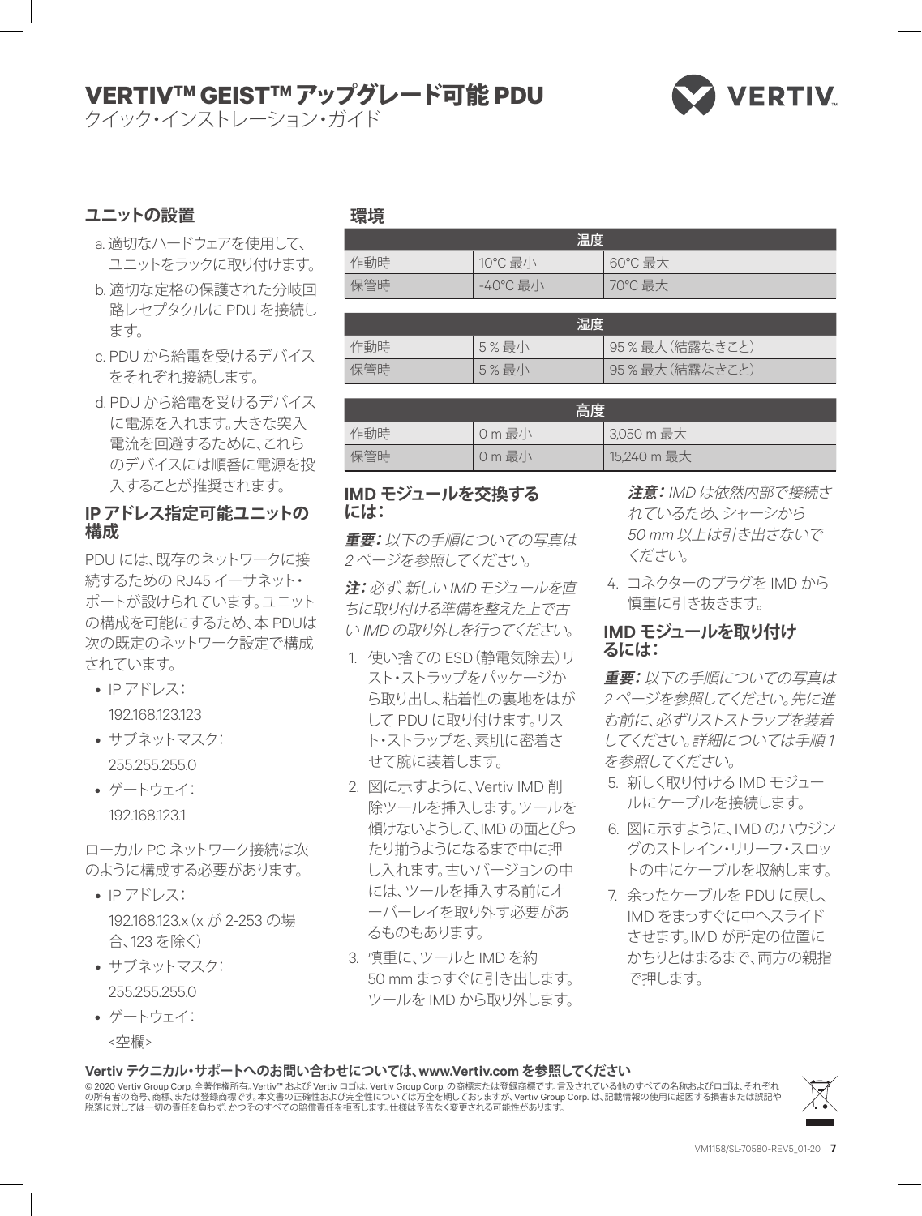# VERTIV™ GEIST™ アップグレード可能 PDU

クイック・インストレーション・ガイド

## ユニットの設置

a. 適切なハードウェアを使用して、ユニットをラックに取り付けます。

b. 適切な定格の保護された分岐回路レセプタクルに PDU を接続します。

c. PDU から給電を受けるデバイスをそれぞれ接続します。

d. PDU から給電を受けるデバイスに電源を入れます。大きな突入電流を回避するために、これらのデバイスには順番に電源を投入することが推奨されます。

## IP アドレス指定可能ユニットの構成

PDU には、既存のネットワークに接続するための RJ45 イーサネット・ポートが設けられています。ユニットの構成を可能にするため、本 PDUは次の既定のネットワーク設定で構成されています。

- IP アドレス：192.168.123.123
- サブネットマスク：255.255.255.0
- ゲートウェイ：192.168.123.1

ローカル PC ネットワーク接続は次のように構成する必要があります。

- IP アドレス：192.168.123.x（x が 2-253 の場合、123 を除く）
- サブネットマスク：255.255.255.0
- ゲートウェイ：<空欄>

## 環境

| 温度 | | |
|---|---|---|
| 作動時 | 10°C 最小 | 60°C 最大 |
| 保管時 | -40°C 最小 | 70°C 最大 |

| 湿度 | | |
|---|---|---|
| 作動時 | 5 % 最小 | 95 % 最大（結露なきこと） |
| 保管時 | 5 % 最小 | 95 % 最大（結露なきこと） |

| 高度 | | |
|---|---|---|
| 作動時 | 0 m 最小 | 3,050 m 最大 |
| 保管時 | 0 m 最小 | 15,240 m 最大 |

## IMD モジュールを交換するには：

***重要：*** *以下の手順についての写真は 2 ページを参照してください。*

***注：*** *必ず、新しい IMD モジュールを直ちに取り付ける準備を整えた上で古い IMD の取り外しを行ってください。*

1. 使い捨ての ESD（静電気除去）リスト・ストラップをパッケージから取り出し、粘着性の裏地をはがして PDU に取り付けます。リスト・ストラップを、素肌に密着させて腕に装着します。
2. 図に示すように、Vertiv IMD 削除ツールを挿入します。ツールを傾けないようして、IMD の面とぴったり揃うようになるまで中に押し入れます。古いバージョンの中には、ツールを挿入する前にオーバーレイを取り外す必要があるものもあります。
3. 慎重に、ツールと IMD を約 50 mm まっすぐに引き出します。ツールを IMD から取り外します。

   ***注意：*** *IMD は依然内部で接続されているため、シャーシから 50 mm 以上は引き出さないでください。*

4. コネクターのプラグを IMD から慎重に引き抜きます。

## IMD モジュールを取り付けるには：

***重要：*** *以下の手順についての写真は 2 ページを参照してください。先に進む前に、必ずリストストラップを装着してください。詳細については手順 1 を参照してください。*

5. 新しく取り付ける IMD モジュールにケーブルを接続します。
6. 図に示すように、IMD のハウジングのストレイン・リリーフ・スロットの中にケーブルを収納します。
7. 余ったケーブルを PDU に戻し、IMD をまっすぐに中へスライドさせます。IMD が所定の位置にかちりとはまるまで、両方の親指で押します。

**Vertiv テクニカル・サポートへのお問い合わせについては、www.Vertiv.com を参照してください**

© 2020 Vertiv Group Corp. 全著作権所有。Vertiv™ および Vertiv ロゴは、Vertiv Group Corp. の商標または登録商標です。言及されている他のすべての名称およびロゴは、それぞれの所有者の商号、商標、または登録商標です。本文書の正確性および完全性については万全を期しておりますが、Vertiv Group Corp. は、記載情報の使用に起因する損害または誤記や脱落に対しては一切の責任を負わず、かつそのすべての賠償責任を拒否します。仕様は予告なく変更される可能性があります。

VM1158/SL-70580-REV5_01-20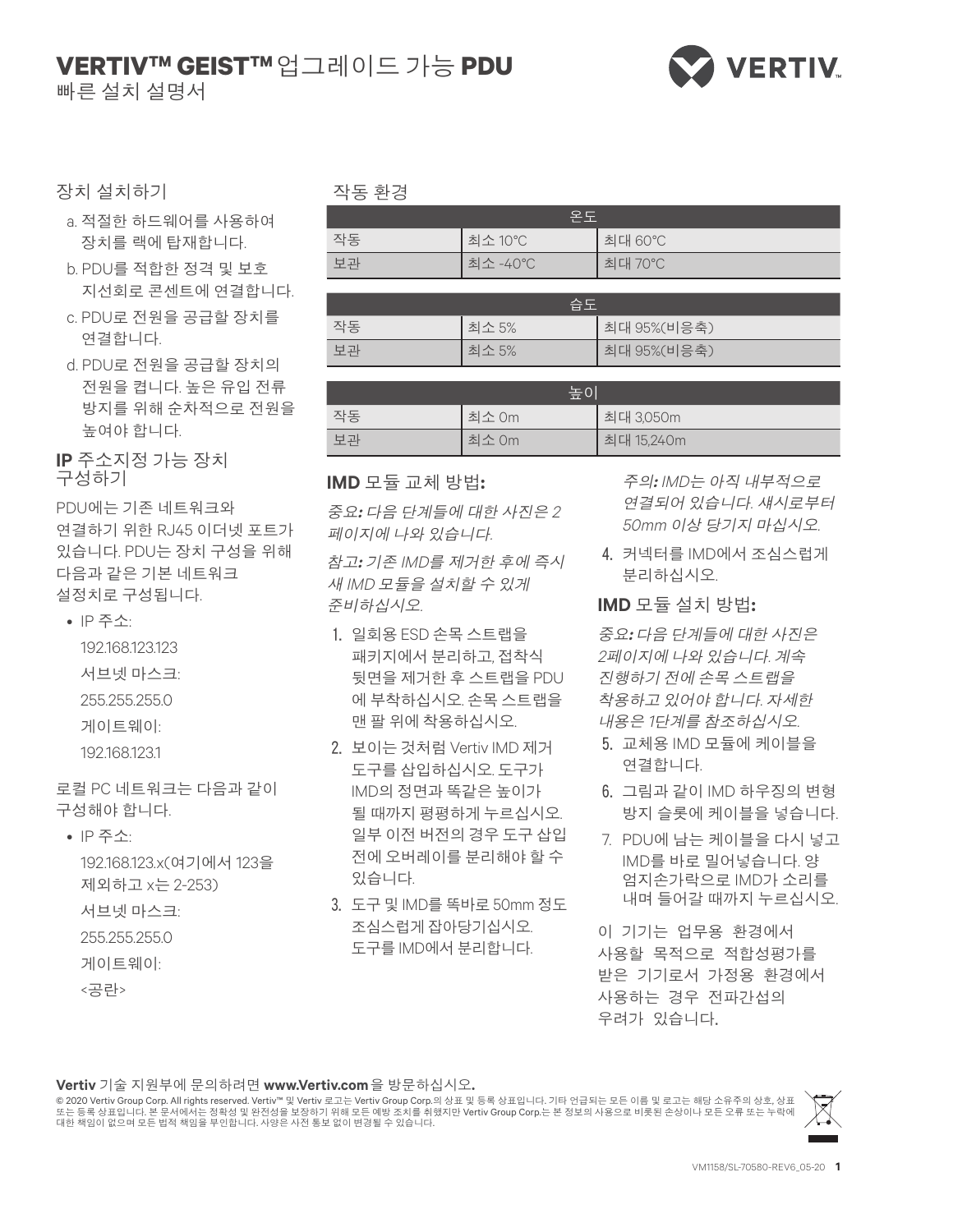# VERTIV™ GEIST™ 업그레이드 가능 PDU

빠른 설치 설명서

## 장치 설치하기

a. 적절한 하드웨어를 사용하여 장치를 랙에 탑재합니다.

b. PDU를 적합한 정격 및 보호 지선회로 콘센트에 연결합니다.

c. PDU로 전원을 공급할 장치를 연결합니다.

d. PDU로 전원을 공급할 장치의 전원을 켭니다. 높은 유입 전류 방지를 위해 순차적으로 전원을 높여야 합니다.

## IP 주소지정 가능 장치 구성하기

PDU에는 기존 네트워크와 연결하기 위한 RJ45 이더넷 포트가 있습니다. PDU는 장치 구성을 위해 다음과 같은 기본 네트워크 설정치로 구성됩니다.

- IP 주소:

  192.168.123.123

  서브넷 마스크:

  255.255.255.0

  게이트웨이:

  192.168.123.1

로컬 PC 네트워크는 다음과 같이 구성해야 합니다.

- IP 주소:

  192.168.123.x(여기에서 123을 제외하고 x는 2-253)

  서브넷 마스크:

  255.255.255.0

  게이트웨이:

  <공란>

## 작동 환경

| 온도 | | |
|---|---|---|
| 작동 | 최소 10°C | 최대 60°C |
| 보관 | 최소 -40°C | 최대 70°C |

| 습도 | | |
|---|---|---|
| 작동 | 최소 5% | 최대 95%(비응축) |
| 보관 | 최소 5% | 최대 95%(비응축) |

| 높이 | | |
|---|---|---|
| 작동 | 최소 0m | 최대 3,050m |
| 보관 | 최소 0m | 최대 15,240m |

## IMD 모듈 교체 방법:

*중요: 다음 단계들에 대한 사진은 2 페이지에 나와 있습니다.*

*참고: 기존 IMD를 제거한 후에 즉시 새 IMD 모듈을 설치할 수 있게 준비하십시오.*

1. 일회용 ESD 손목 스트랩을 패키지에서 분리하고, 접착식 뒷면을 제거한 후 스트랩을 PDU에 부착하십시오. 손목 스트랩을 맨 팔 위에 착용하십시오.
2. 보이는 것처럼 Vertiv IMD 제거 도구를 삽입하십시오. 도구가 IMD의 정면과 똑같은 높이가 될 때까지 평평하게 누르십시오. 일부 이전 버전의 경우 도구 삽입 전에 오버레이를 분리해야 할 수 있습니다.
3. 도구 및 IMD를 똑바로 50mm 정도 조심스럽게 잡아당기십시오. 도구를 IMD에서 분리합니다.

   *주의: IMD는 아직 내부적으로 연결되어 있습니다. 섀시로부터 50mm 이상 당기지 마십시오.*
4. 커넥터를 IMD에서 조심스럽게 분리하십시오.

## IMD 모듈 설치 방법:

*중요: 다음 단계들에 대한 사진은 2페이지에 나와 있습니다. 계속 진행하기 전에 손목 스트랩을 착용하고 있어야 합니다. 자세한 내용은 1단계를 참조하십시오.*

5. 교체용 IMD 모듈에 케이블을 연결합니다.
6. 그림과 같이 IMD 하우징의 변형 방지 슬롯에 케이블을 넣습니다.
7. PDU에 남는 케이블을 다시 넣고 IMD를 바로 밀어넣습니다. 양 엄지손가락으로 IMD가 소리를 내며 들어갈 때까지 누르십시오.

이 기기는 업무용 환경에서 사용할 목적으로 적합성평가를 받은 기기로서 가정용 환경에서 사용하는 경우 전파간섭의 우려가 있습니다.

**Vertiv** 기술 지원부에 문의하려면 **www.Vertiv.com**을 방문하십시오.

© 2020 Vertiv Group Corp. All rights reserved. Vertiv™ 및 Vertiv 로고는 Vertiv Group Corp.의 상표 및 등록 상표입니다. 기타 언급되는 모든 이름 및 로고는 해당 소유주의 상호, 상표 또는 등록 상표입니다. 본 문서에서는 정확성 및 완전성을 보장하기 위해 모든 예방 조치를 취했지만 Vertiv Group Corp.는 본 정보의 사용으로 비롯된 손상이나 모든 오류 또는 누락에 대한 책임이 없으며 모든 법적 책임을 부인합니다. 사양은 사전 통보 없이 변경될 수 있습니다.

VM1158/SL-70580-REV6_05-20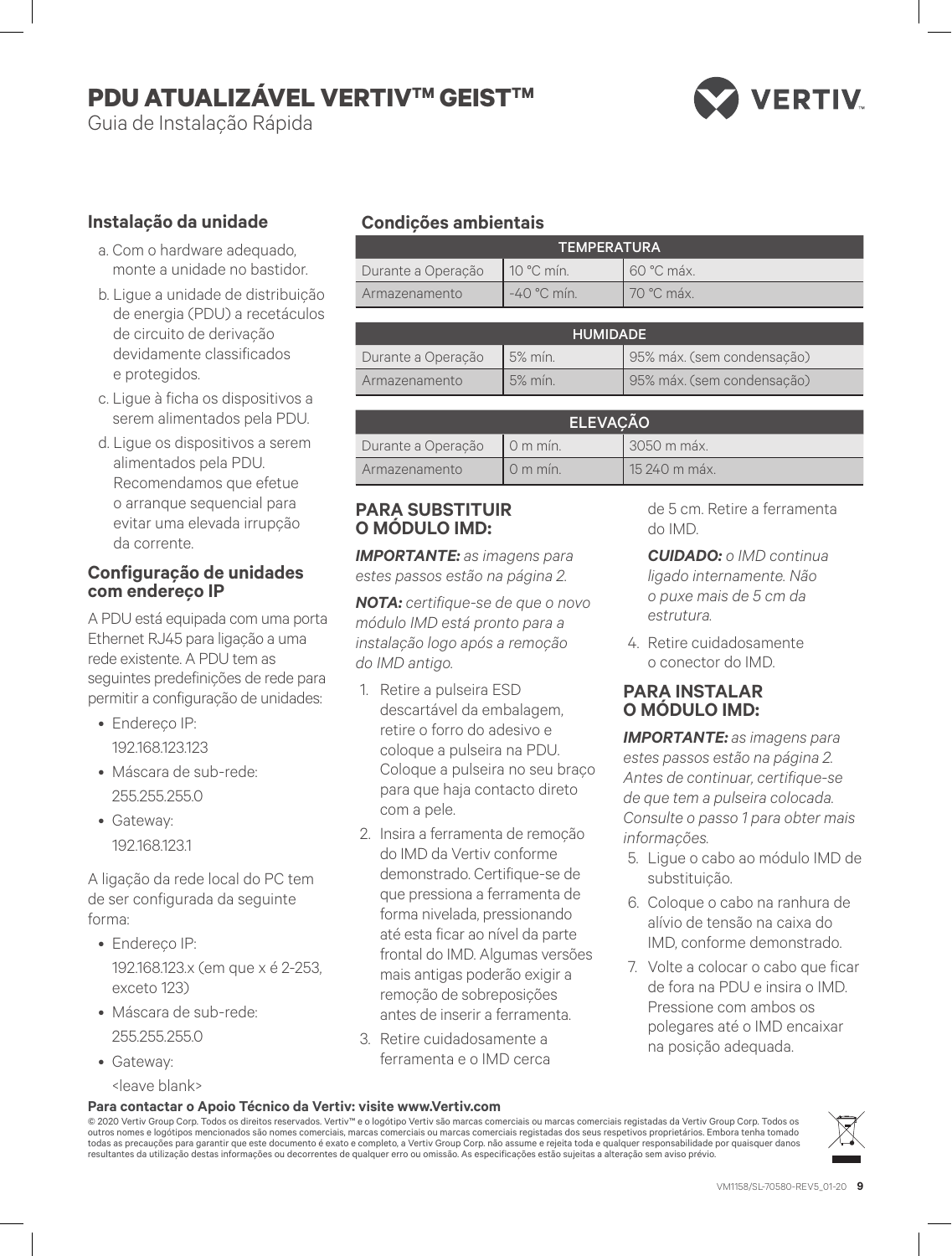# PDU ATUALIZÁVEL VERTIV™ GEIST™

Guia de Instalação Rápida

## Instalação da unidade

a. Com o hardware adequado, monte a unidade no bastidor.

b. Ligue a unidade de distribuição de energia (PDU) a recetáculos de circuito de derivação devidamente classificados e protegidos.

c. Ligue à ficha os dispositivos a serem alimentados pela PDU.

d. Ligue os dispositivos a serem alimentados pela PDU. Recomendamos que efetue o arranque sequencial para evitar uma elevada irrupção da corrente.

## Configuração de unidades com endereço IP

A PDU está equipada com uma porta Ethernet RJ45 para ligação a uma rede existente. A PDU tem as seguintes predefinições de rede para permitir a configuração de unidades:

- Endereço IP: 192.168.123.123
- Máscara de sub-rede: 255.255.255.0
- Gateway: 192.168.123.1

A ligação da rede local do PC tem de ser configurada da seguinte forma:

- Endereço IP: 192.168.123.x (em que x é 2-253, exceto 123)
- Máscara de sub-rede: 255.255.255.0
- Gateway: <leave blank>

## Condições ambientais

| TEMPERATURA | | |
|---|---|---|
| Durante a Operação | 10 °C mín. | 60 °C máx. |
| Armazenamento | -40 °C mín. | 70 °C máx. |

| HUMIDADE | | |
|---|---|---|
| Durante a Operação | 5% mín. | 95% máx. (sem condensação) |
| Armazenamento | 5% mín. | 95% máx. (sem condensação) |

| ELEVAÇÃO | | |
|---|---|---|
| Durante a Operação | 0 m mín. | 3050 m máx. |
| Armazenamento | 0 m mín. | 15 240 m máx. |

## PARA SUBSTITUIR O MÓDULO IMD:

***IMPORTANTE:*** *as imagens para estes passos estão na página 2.*

***NOTA:*** *certifique-se de que o novo módulo IMD está pronto para a instalação logo após a remoção do IMD antigo.*

1. Retire a pulseira ESD descartável da embalagem, retire o forro do adesivo e coloque a pulseira na PDU. Coloque a pulseira no seu braço para que haja contacto direto com a pele.
2. Insira a ferramenta de remoção do IMD da Vertiv conforme demonstrado. Certifique-se de que pressiona a ferramenta de forma nivelada, pressionando até esta ficar ao nível da parte frontal do IMD. Algumas versões mais antigas poderão exigir a remoção de sobreposições antes de inserir a ferramenta.
3. Retire cuidadosamente a ferramenta e o IMD cerca de 5 cm. Retire a ferramenta do IMD.

   ***CUIDADO:*** *o IMD continua ligado internamente. Não o puxe mais de 5 cm da estrutura.*
4. Retire cuidadosamente o conector do IMD.

## PARA INSTALAR O MÓDULO IMD:

***IMPORTANTE:*** *as imagens para estes passos estão na página 2. Antes de continuar, certifique-se de que tem a pulseira colocada. Consulte o passo 1 para obter mais informações.*

5. Ligue o cabo ao módulo IMD de substituição.
6. Coloque o cabo na ranhura de alívio de tensão na caixa do IMD, conforme demonstrado.
7. Volte a colocar o cabo que ficar de fora na PDU e insira o IMD. Pressione com ambos os polegares até o IMD encaixar na posição adequada.

**Para contactar o Apoio Técnico da Vertiv: visite www.Vertiv.com**

© 2020 Vertiv Group Corp. Todos os direitos reservados. Vertiv™ e o logótipo Vertiv são marcas comerciais ou marcas comerciais registadas da Vertiv Group Corp. Todos os outros nomes e logótipos mencionados são nomes comerciais, marcas comerciais ou marcas comerciais registadas dos seus respetivos proprietários. Embora tenha tomado todas as precauções para garantir que este documento é exato e completo, a Vertiv Group Corp. não assume e rejeita toda e qualquer responsabilidade por quaisquer danos resultantes da utilização destas informações ou decorrentes de qualquer erro ou omissão. As especificações estão sujeitas a alteração sem aviso prévio.

VM1158/SL-70580-REV5_01-20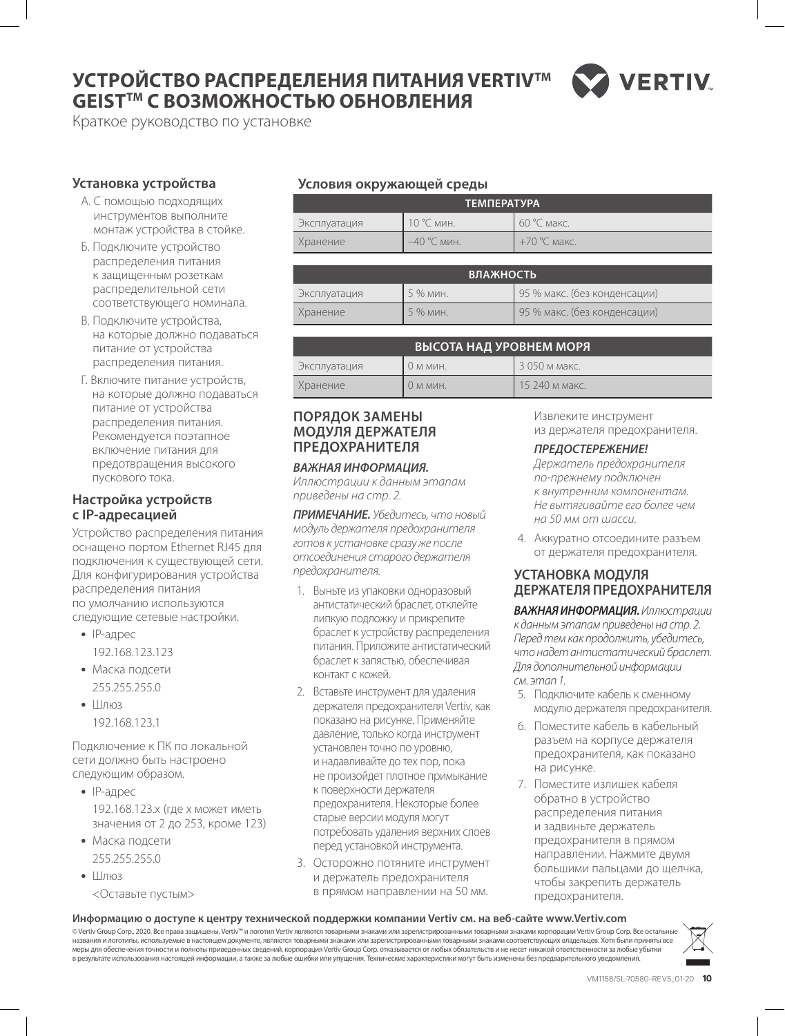# УСТРОЙСТВО РАСПРЕДЕЛЕНИЯ ПИТАНИЯ VERTIV™ GEIST™ С ВОЗМОЖНОСТЬЮ ОБНОВЛЕНИЯ

Краткое руководство по установке

## Установка устройства

А. С помощью подходящих инструментов выполните монтаж устройства в стойке.

Б. Подключите устройство распределения питания к защищенным розеткам распределительной сети соответствующего номинала.

В. Подключите устройства, на которые должно подаваться питание от устройства распределения питания.

Г. Включите питание устройств, на которые должно подаваться питание от устройства распределения питания. Рекомендуется поэтапное включение питания для предотвращения высокого пускового тока.

## Настройка устройств с IP-адресацией

Устройство распределения питания оснащено портом Ethernet RJ45 для подключения к существующей сети. Для конфигурирования устройства распределения питания по умолчанию используются следующие сетевые настройки.

- IP-адрес
  192.168.123.123
- Маска подсети
  255.255.255.0
- Шлюз
  192.168.123.1

Подключение к ПК по локальной сети должно быть настроено следующим образом.

- IP-адрес
  192.168.123.x (где x может иметь значения от 2 до 253, кроме 123)
- Маска подсети
  255.255.255.0
- Шлюз
  <Оставьте пустым>

## Условия окружающей среды

| ТЕМПЕРАТУРА | | |
|---|---|---|
| Эксплуатация | 10 °C мин. | 60 °C макс. |
| Хранение | –40 °C мин. | +70 °C макс. |

| ВЛАЖНОСТЬ | | |
|---|---|---|
| Эксплуатация | 5 % мин. | 95 % макс. (без конденсации) |
| Хранение | 5 % мин. | 95 % макс. (без конденсации) |

| ВЫСОТА НАД УРОВНЕМ МОРЯ | | |
|---|---|---|
| Эксплуатация | 0 м мин. | 3 050 м макс. |
| Хранение | 0 м мин. | 15 240 м макс. |

## ПОРЯДОК ЗАМЕНЫ МОДУЛЯ ДЕРЖАТЕЛЯ ПРЕДОХРАНИТЕЛЯ

***ВАЖНАЯ ИНФОРМАЦИЯ.***
*Иллюстрации к данным этапам приведены на стр. 2.*

***ПРИМЕЧАНИЕ.*** *Убедитесь, что новый модуль держателя предохранителя готов к установке сразу же после отсоединения старого держателя предохранителя.*

1. Выньте из упаковки одноразовый антистатический браслет, отклейте липкую подложку и прикрепите браслет к устройству распределения питания. Приложите антистатический браслет к запястью, обеспечивая контакт с кожей.
2. Вставьте инструмент для удаления держателя предохранителя Vertiv, как показано на рисунке. Применяйте давление, только когда инструмент установлен точно по уровню, и надавливайте до тех пор, пока не произойдет плотное примыкание к поверхности держателя предохранителя. Некоторые более старые версии модуля могут потребовать удаления верхних слоев перед установкой инструмента.
3. Осторожно потяните инструмент и держатель предохранителя в прямом направлении на 50 мм. Извлеките инструмент из держателя предохранителя.

   ***ПРЕДОСТЕРЕЖЕНИЕ!***
   *Держатель предохранителя по-прежнему подключен к внутренним компонентам. Не вытягивайте его более чем на 50 мм от шасси.*

4. Аккуратно отсоедините разъем от держателя предохранителя.

## УСТАНОВКА МОДУЛЯ ДЕРЖАТЕЛЯ ПРЕДОХРАНИТЕЛЯ

***ВАЖНАЯ ИНФОРМАЦИЯ.*** *Иллюстрации к данным этапам приведены на стр. 2. Перед тем как продолжить, убедитесь, что надет антистатический браслет. Для дополнительной информации см. этап 1.*

5. Подключите кабель к сменному модулю держателя предохранителя.
6. Поместите кабель в кабельный разъем на корпусе держателя предохранителя, как показано на рисунке.
7. Поместите излишек кабеля обратно в устройство распределения питания и задвиньте держатель предохранителя в прямом направлении. Нажмите двумя большими пальцами до щелчка, чтобы закрепить держатель предохранителя.

**Информацию о доступе к центру технической поддержки компании Vertiv см. на веб-сайте www.Vertiv.com**

© Vertiv Group Corp., 2020. Все права защищены. Vertiv™ и логотип Vertiv являются товарными знаками или зарегистрированными товарными знаками корпорации Vertiv Group Corp. Все остальные названия и логотипы, используемые в настоящем документе, являются товарными знаками или зарегистрированными товарными знаками соответствующих владельцев. Хотя были приняты все меры для обеспечения точности и полноты приведенных сведений, корпорация Vertiv Group Corp. отказывается от любых обязательств и не несет никакой ответственности за любые убытки в результате использования настоящей информации, а также за любые ошибки или упущения. Технические характеристики могут быть изменены без предварительного уведомления.

VM1158/SL-70580-REV5_01-20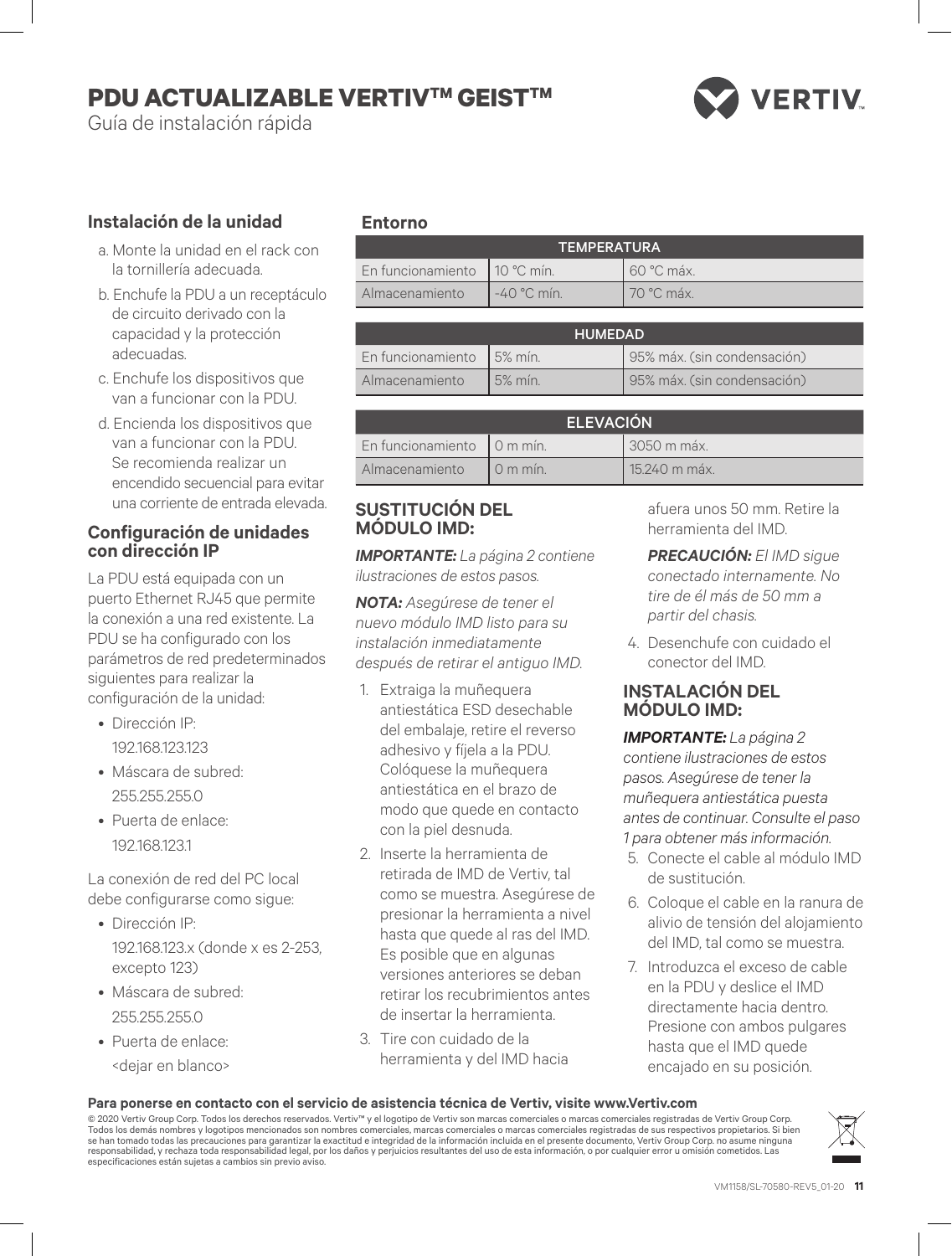# PDU ACTUALIZABLE VERTIV™ GEIST™

Guía de instalación rápida

## Instalación de la unidad

a. Monte la unidad en el rack con la tornillería adecuada.

b. Enchufe la PDU a un receptáculo de circuito derivado con la capacidad y la protección adecuadas.

c. Enchufe los dispositivos que van a funcionar con la PDU.

d. Encienda los dispositivos que van a funcionar con la PDU. Se recomienda realizar un encendido secuencial para evitar una corriente de entrada elevada.

## Configuración de unidades con dirección IP

La PDU está equipada con un puerto Ethernet RJ45 que permite la conexión a una red existente. La PDU se ha configurado con los parámetros de red predeterminados siguientes para realizar la configuración de la unidad:

- Dirección IP: 192.168.123.123
- Máscara de subred: 255.255.255.0
- Puerta de enlace: 192.168.123.1

La conexión de red del PC local debe configurarse como sigue:

- Dirección IP: 192.168.123.x (donde x es 2-253, excepto 123)
- Máscara de subred: 255.255.255.0
- Puerta de enlace: <dejar en blanco>

## Entorno

| TEMPERATURA | | |
|---|---|---|
| En funcionamiento | 10 °C mín. | 60 °C máx. |
| Almacenamiento | -40 °C mín. | 70 °C máx. |

| HUMEDAD | | |
|---|---|---|
| En funcionamiento | 5% mín. | 95% máx. (sin condensación) |
| Almacenamiento | 5% mín. | 95% máx. (sin condensación) |

| ELEVACIÓN | | |
|---|---|---|
| En funcionamiento | 0 m mín. | 3050 m máx. |
| Almacenamiento | 0 m mín. | 15.240 m máx. |

## SUSTITUCIÓN DEL MÓDULO IMD:

***IMPORTANTE:*** *La página 2 contiene ilustraciones de estos pasos.*

***NOTA:*** *Asegúrese de tener el nuevo módulo IMD listo para su instalación inmediatamente después de retirar el antiguo IMD.*

1. Extraiga la muñequera antiestática ESD desechable del embalaje, retire el reverso adhesivo y fíjela a la PDU. Colóquese la muñequera antiestática en el brazo de modo que quede en contacto con la piel desnuda.
2. Inserte la herramienta de retirada de IMD de Vertiv, tal como se muestra. Asegúrese de presionar la herramienta a nivel hasta que quede al ras del IMD. Es posible que en algunas versiones anteriores se deban retirar los recubrimientos antes de insertar la herramienta.
3. Tire con cuidado de la herramienta y del IMD hacia afuera unos 50 mm. Retire la herramienta del IMD.

   ***PRECAUCIÓN:*** *El IMD sigue conectado internamente. No tire de él más de 50 mm a partir del chasis.*

4. Desenchufe con cuidado el conector del IMD.

## INSTALACIÓN DEL MÓDULO IMD:

***IMPORTANTE:*** *La página 2 contiene ilustraciones de estos pasos. Asegúrese de tener la muñequera antiestática puesta antes de continuar. Consulte el paso 1 para obtener más información.*

5. Conecte el cable al módulo IMD de sustitución.
6. Coloque el cable en la ranura de alivio de tensión del alojamiento del IMD, tal como se muestra.
7. Introduzca el exceso de cable en la PDU y deslice el IMD directamente hacia dentro. Presione con ambos pulgares hasta que el IMD quede encajado en su posición.

**Para ponerse en contacto con el servicio de asistencia técnica de Vertiv, visite www.Vertiv.com**

© 2020 Vertiv Group Corp. Todos los derechos reservados. Vertiv™ y el logotipo de Vertiv son marcas comerciales o marcas comerciales registradas de Vertiv Group Corp. Todos los demás nombres y logotipos mencionados son nombres comerciales, marcas comerciales o marcas comerciales registradas de sus respectivos propietarios. Si bien se han tomado todas las precauciones para garantizar la exactitud e integridad de la información incluida en el presente documento, Vertiv Group Corp. no asume ninguna responsabilidad, y rechaza toda responsabilidad legal, por los daños y perjuicios resultantes del uso de esta información, o por cualquier error u omisión cometidos. Las especificaciones están sujetas a cambios sin previo aviso.

VM1158/SL-70580-REV5_01-20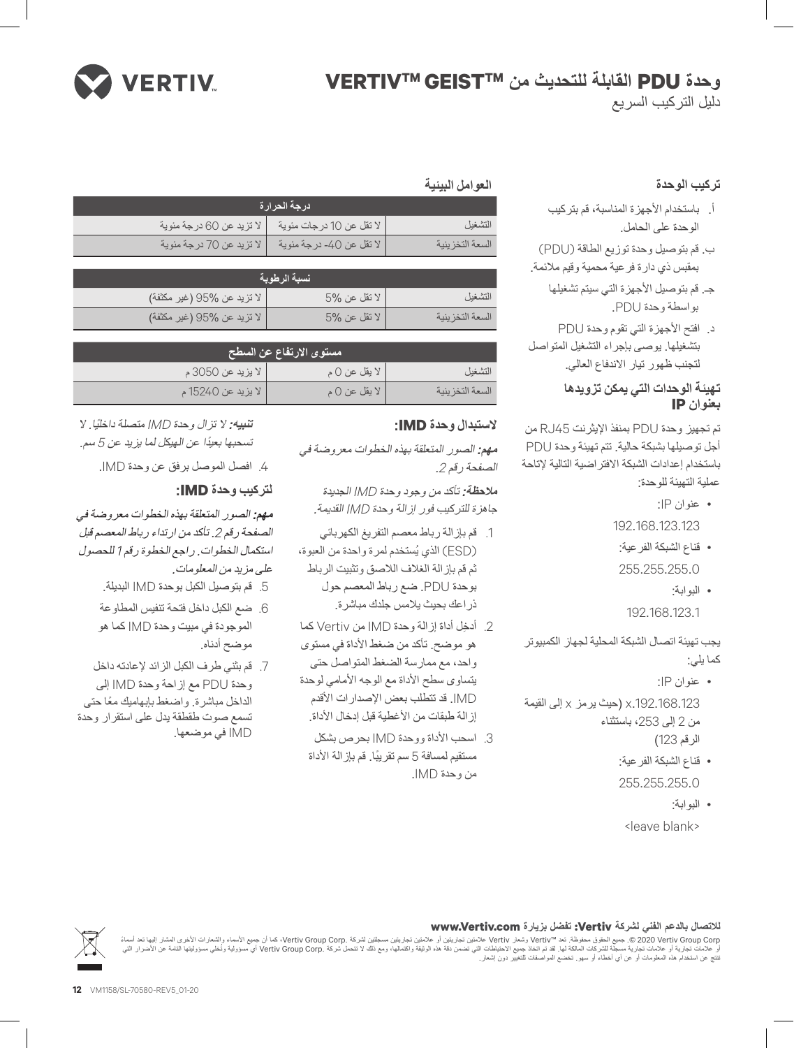# وحدة PDU القابلة للتحديث من ™VERTIV™ GEIST

دليل التركيب السريع

### تركيب الوحدة

أ. باستخدام الأجهزة المناسبة، قم بتركيب الوحدة على الحامل.

ب. قم بتوصيل وحدة توزيع الطاقة (PDU) بمقبس ذي دارة فرعية محمية وقيم ملائمة.

جـ. قم بتوصيل الأجهزة التي سيتم تشغيلها بواسطة وحدة PDU.

د. افتح الأجهزة التي تقوم وحدة PDU بتشغيلها. يوصى بإجراء التشغيل المتواصل لتجنب ظهور تيار الاندفاع العالي.

### تهيئة الوحدات التي يمكن تزويدها بعنوان IP

تم تجهيز وحدة PDU بمنفذ الإيثرنت RJ45 من أجل توصيلها بشبكة حالية. تتم تهيئة وحدة PDU باستخدام إعدادات الشبكة الافتراضية التالية لإتاحة عملية التهيئة للوحدة:

- عنوان IP:
  192.168.123.123
- قناع الشبكة الفرعية:
  255.255.255.0
- البوابة:
  192.168.123.1

يجب تهيئة اتصال الشبكة المحلية لجهاز الكمبيوتر كما يلي:

- عنوان IP:
  192.168.123.x (حيث يرمز x إلى القيمة من 2 إلى 253، باستثناء الرقم 123)
- قناع الشبكة الفرعية:
  255.255.255.0
- البوابة:
  <leave blank>

### العوامل البيئية

| درجة الحرارة | | |
|---|---|---|
| التشغيل | لا تقل عن 10 درجات مئوية | لا تزيد عن 60 درجة مئوية |
| السعة التخزينية | لا تقل عن 40- درجة مئوية | لا تزيد عن 70 درجة مئوية |

| نسبة الرطوبة | | |
|---|---|---|
| التشغيل | لا تقل عن 5% | لا تزيد عن 95% (غير مكثفة) |
| السعة التخزينية | لا تقل عن 5% | لا تزيد عن 95% (غير مكثفة) |

| مستوى الارتفاع عن السطح | | |
|---|---|---|
| التشغيل | لا يقل عن 0 م | لا يزيد عن 3050 م |
| السعة التخزينية | لا يقل عن 0 م | لا يزيد عن 15240 م |

### لاستبدال وحدة IMD:

*مهم: الصور المتعلقة بهذه الخطوات معروضة في الصفحة رقم 2.*

*ملاحظة: تأكد من وجود وحدة IMD الجديدة جاهزة للتركيب فور إزالة وحدة IMD القديمة.*

1. قم بإزالة رباط معصم التفريغ الكهربائي (ESD) الذي يُستخدم لمرة واحدة من العبوة، ثم قم بإزالة الغلاف اللاصق وتثبيت الرباط بوحدة PDU. ضع رباط المعصم حول ذراعك بحيث يلامس جلدك مباشرة.
2. أدخل أداة إزالة وحدة IMD من Vertiv كما هو موضح. تأكد من ضغط الأداة في مستوى واحد، مع ممارسة الضغط المتواصل حتى يتساوى سطح الأداة مع الوجه الأمامي لوحدة IMD. قد تتطلب بعض الإصدارات الأقدم إزالة طبقات من الأغطية قبل إدخال الأداة.
3. اسحب الأداة ووحدة IMD بحرص بشكل مستقيم لمسافة 5 سم تقريبًا. قم بإزالة الأداة من وحدة IMD.

*تنبيه: لا تزال وحدة IMD متصلة داخليًا. لا تسحبها بعيدًا عن الهيكل لما يزيد عن 5 سم.*

4. افصل الموصل برفق عن وحدة IMD.

### لتركيب وحدة IMD:

*مهم: الصور المتعلقة بهذه الخطوات معروضة في الصفحة رقم 2. تأكد من ارتداء رباط المعصم قبل استكمال الخطوات. راجع الخطوة رقم 1 للحصول على مزيد من المعلومات.*

5. قم بتوصيل الكبل بوحدة IMD البديلة.
6. ضع الكبل داخل فتحة تنفيس المطاوعة الموجودة في مبيت وحدة IMD كما هو موضح أدناه.
7. قم بثني طرف الكبل الزائد لإعادته داخل وحدة PDU مع إزاحة وحدة IMD إلى الداخل مباشرة. واضغط بإبهاميك معًا حتى تسمع صوت طقطقة يدل على استقرار وحدة IMD في موضعها.

**للاتصال بالدعم الفني لشركة Vertiv: تفضل بزيارة www.Vertiv.com**

Vertiv Group Corp 2020 ©. جميع الحقوق محفوظة. تعد ™Vertiv وشعار Vertiv علامتين تجاريتين أو علامتين تجاريتين مسجلتين لشركة .Vertiv Group Corp، كما أن جميع الأسماء والشعارات الأخرى المشار إليها تعد أسماء أو علامات تجارية أو علامات تجارية مسجلة للشركات المالكة لها. لقد تم اتخاذ جميع الاحتياطات التي تضمن دقة هذه الوثيقة واكتمالها، ومع ذلك لا تتحمل شركة .Vertiv Group Corp أي مسؤولية وتُخلي مسؤوليتها التامة عن الأضرار التي تنتج عن استخدام هذه المعلومات أو عن أي أخطاء أو سهو. تخضع المواصفات للتغيير دون إشعار.

VM1158/SL-70580-REV5_01-20